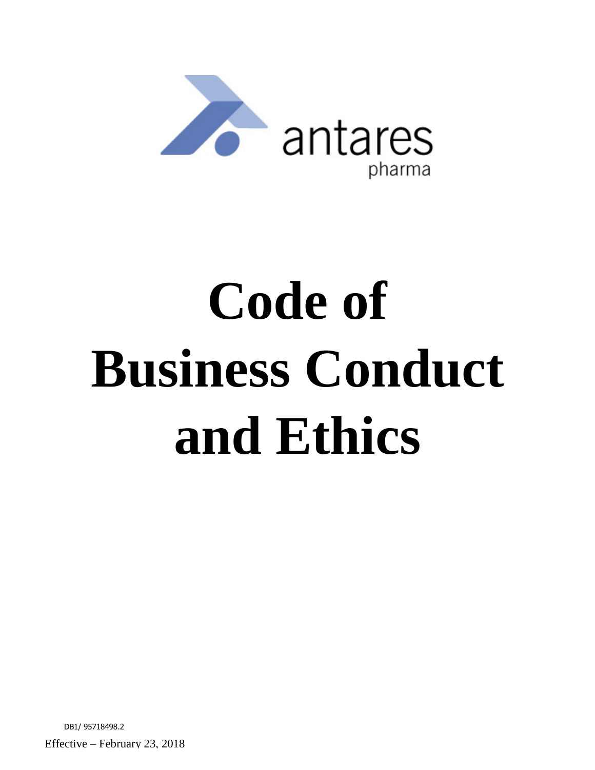antares pharma

# Code of Business Conduct and Ethics

DB1/ 95718498.2

Effective – February 23, 2018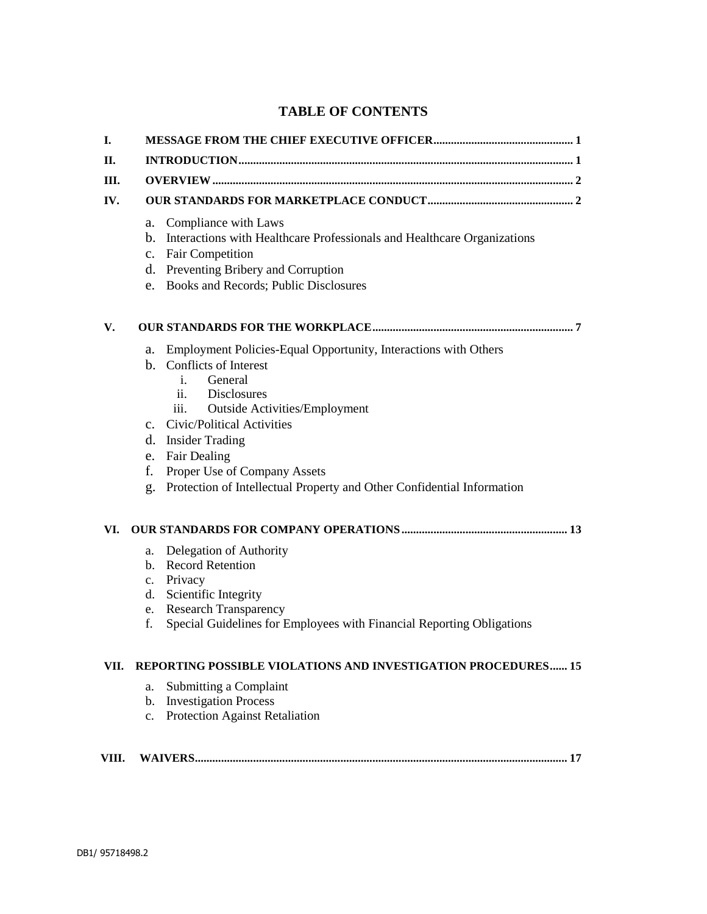# TABLE OF CONTENTS

**I. MESSAGE FROM THE CHIEF EXECUTIVE OFFICER ................ 1**

**II. INTRODUCTION ................ 1**

**III. OVERVIEW ................ 2**

**IV. OUR STANDARDS FOR MARKETPLACE CONDUCT ................ 2**

a. Compliance with Laws
b. Interactions with Healthcare Professionals and Healthcare Organizations
c. Fair Competition
d. Preventing Bribery and Corruption
e. Books and Records; Public Disclosures

**V. OUR STANDARDS FOR THE WORKPLACE ................ 7**

a. Employment Policies-Equal Opportunity, Interactions with Others
b. Conflicts of Interest
   i. General
   ii. Disclosures
   iii. Outside Activities/Employment
c. Civic/Political Activities
d. Insider Trading
e. Fair Dealing
f. Proper Use of Company Assets
g. Protection of Intellectual Property and Other Confidential Information

**VI. OUR STANDARDS FOR COMPANY OPERATIONS ................ 13**

a. Delegation of Authority
b. Record Retention
c. Privacy
d. Scientific Integrity
e. Research Transparency
f. Special Guidelines for Employees with Financial Reporting Obligations

**VII. REPORTING POSSIBLE VIOLATIONS AND INVESTIGATION PROCEDURES ...... 15**

a. Submitting a Complaint
b. Investigation Process
c. Protection Against Retaliation

**VIII. WAIVERS ................ 17**

DB1/ 95718498.2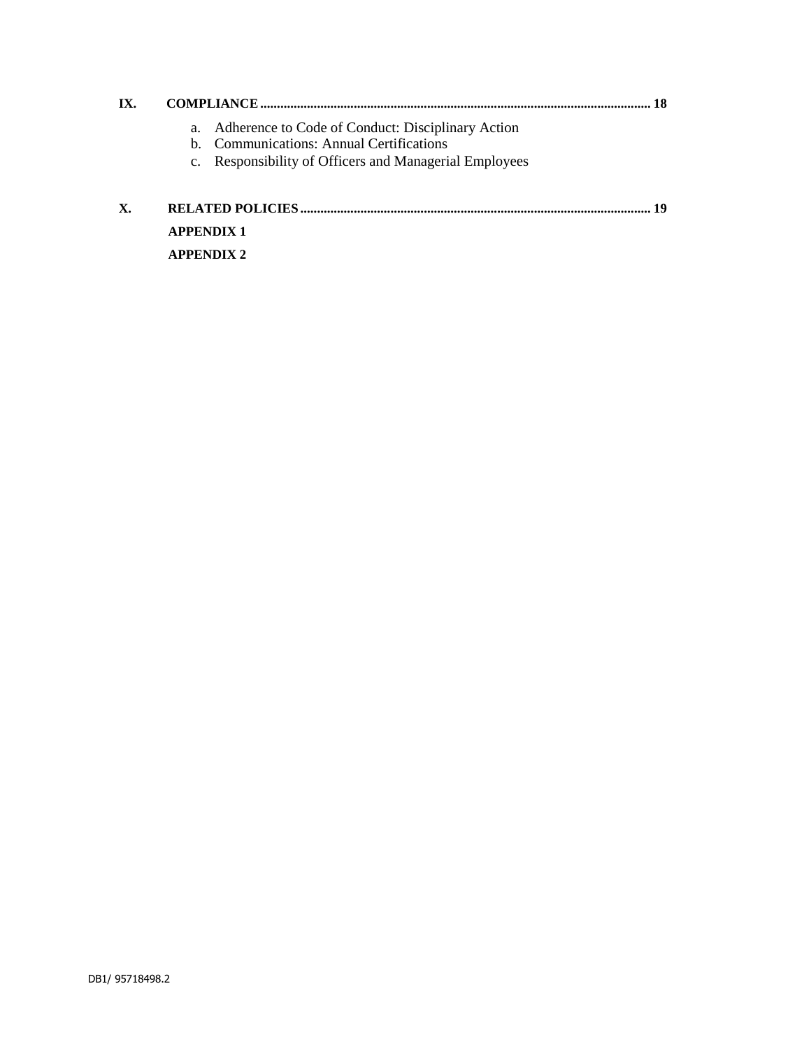**IX. COMPLIANCE .................................................................................................................... 18**

a. Adherence to Code of Conduct: Disciplinary Action
b. Communications: Annual Certifications
c. Responsibility of Officers and Managerial Employees

**X. RELATED POLICIES ....................................................................................................... 19**

**APPENDIX 1**

**APPENDIX 2**

DB1/ 95718498.2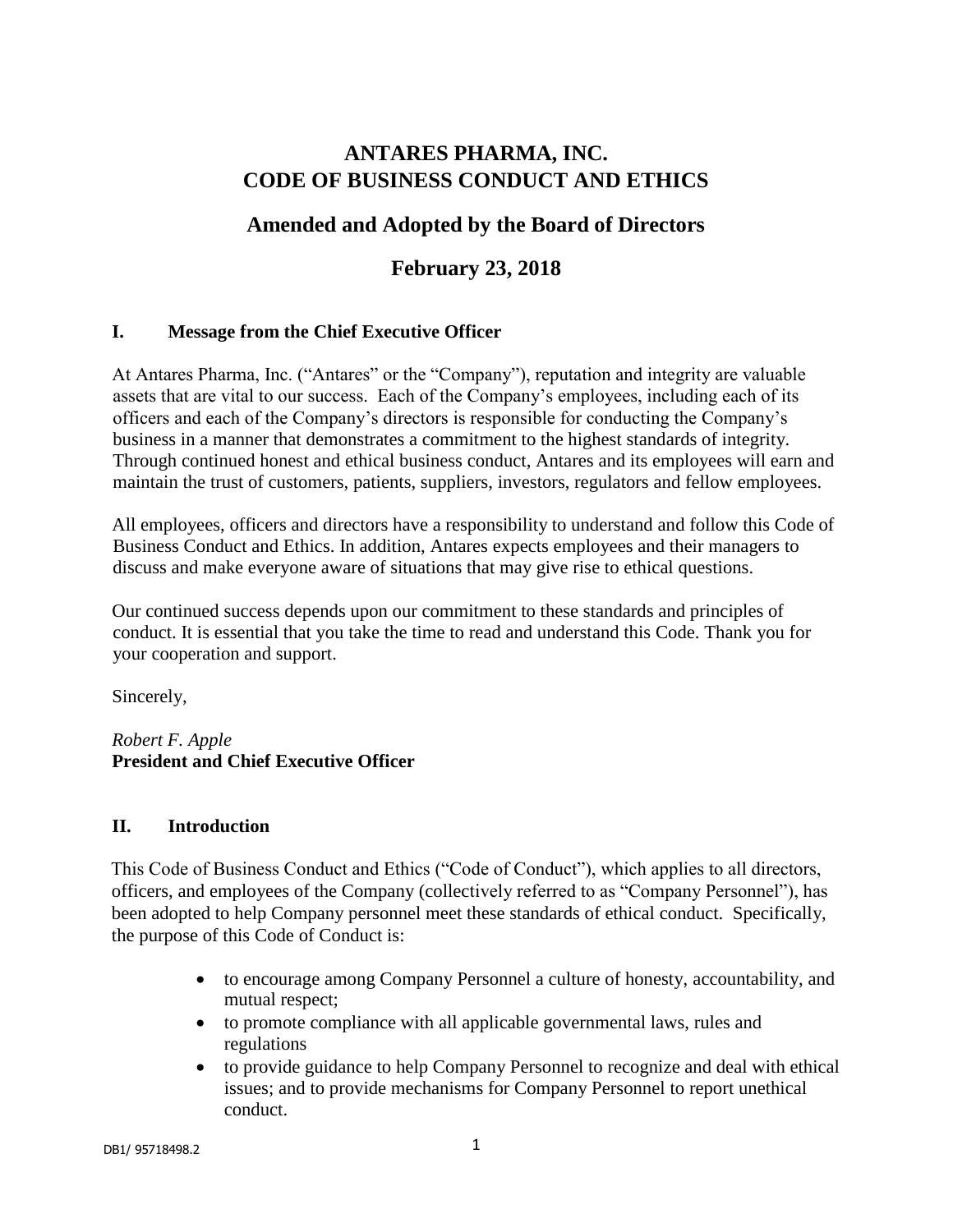# ANTARES PHARMA, INC.
# CODE OF BUSINESS CONDUCT AND ETHICS

## Amended and Adopted by the Board of Directors

## February 23, 2018

### I. Message from the Chief Executive Officer

At Antares Pharma, Inc. ("Antares" or the "Company"), reputation and integrity are valuable assets that are vital to our success. Each of the Company's employees, including each of its officers and each of the Company's directors is responsible for conducting the Company's business in a manner that demonstrates a commitment to the highest standards of integrity. Through continued honest and ethical business conduct, Antares and its employees will earn and maintain the trust of customers, patients, suppliers, investors, regulators and fellow employees.

All employees, officers and directors have a responsibility to understand and follow this Code of Business Conduct and Ethics. In addition, Antares expects employees and their managers to discuss and make everyone aware of situations that may give rise to ethical questions.

Our continued success depends upon our commitment to these standards and principles of conduct. It is essential that you take the time to read and understand this Code. Thank you for your cooperation and support.

Sincerely,

*Robert F. Apple*
**President and Chief Executive Officer**

### II. Introduction

This Code of Business Conduct and Ethics ("Code of Conduct"), which applies to all directors, officers, and employees of the Company (collectively referred to as "Company Personnel"), has been adopted to help Company personnel meet these standards of ethical conduct. Specifically, the purpose of this Code of Conduct is:

- to encourage among Company Personnel a culture of honesty, accountability, and mutual respect;
- to promote compliance with all applicable governmental laws, rules and regulations
- to provide guidance to help Company Personnel to recognize and deal with ethical issues; and to provide mechanisms for Company Personnel to report unethical conduct.

DB1/ 95718498.2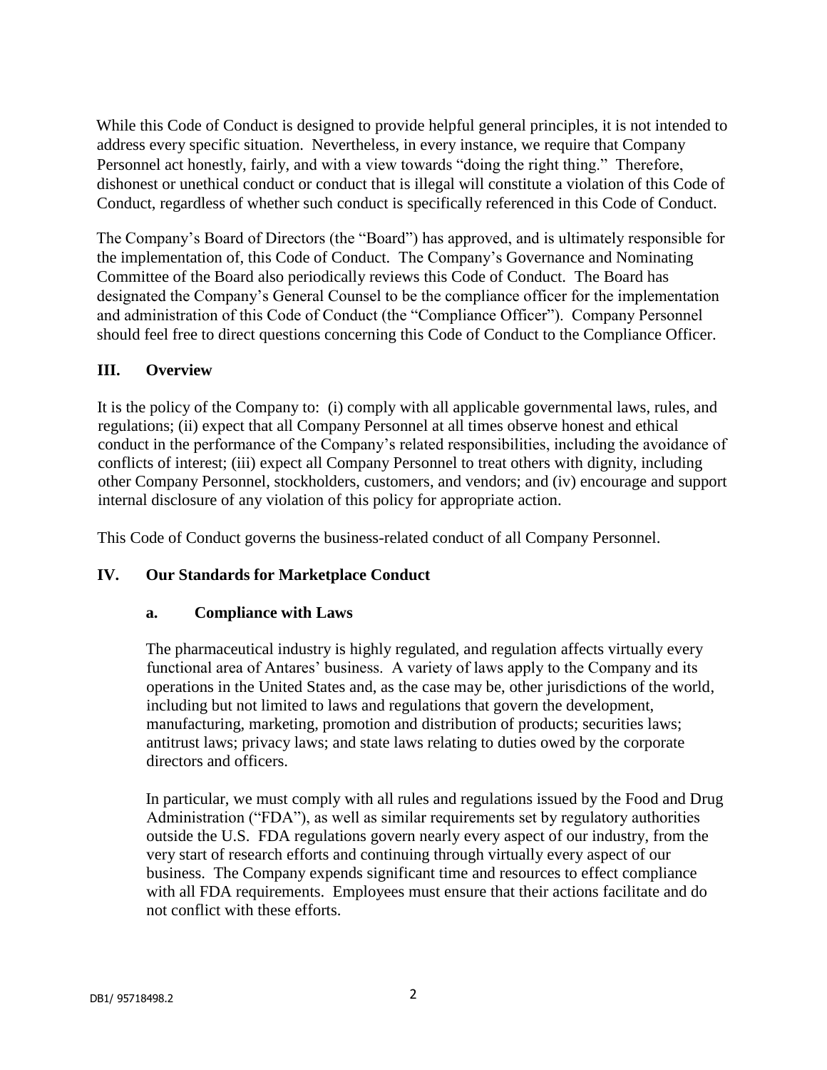While this Code of Conduct is designed to provide helpful general principles, it is not intended to address every specific situation. Nevertheless, in every instance, we require that Company Personnel act honestly, fairly, and with a view towards "doing the right thing." Therefore, dishonest or unethical conduct or conduct that is illegal will constitute a violation of this Code of Conduct, regardless of whether such conduct is specifically referenced in this Code of Conduct.

The Company's Board of Directors (the "Board") has approved, and is ultimately responsible for the implementation of, this Code of Conduct. The Company's Governance and Nominating Committee of the Board also periodically reviews this Code of Conduct. The Board has designated the Company's General Counsel to be the compliance officer for the implementation and administration of this Code of Conduct (the "Compliance Officer"). Company Personnel should feel free to direct questions concerning this Code of Conduct to the Compliance Officer.

## III. Overview

It is the policy of the Company to: (i) comply with all applicable governmental laws, rules, and regulations; (ii) expect that all Company Personnel at all times observe honest and ethical conduct in the performance of the Company's related responsibilities, including the avoidance of conflicts of interest; (iii) expect all Company Personnel to treat others with dignity, including other Company Personnel, stockholders, customers, and vendors; and (iv) encourage and support internal disclosure of any violation of this policy for appropriate action.

This Code of Conduct governs the business-related conduct of all Company Personnel.

## IV. Our Standards for Marketplace Conduct

### a. Compliance with Laws

The pharmaceutical industry is highly regulated, and regulation affects virtually every functional area of Antares' business. A variety of laws apply to the Company and its operations in the United States and, as the case may be, other jurisdictions of the world, including but not limited to laws and regulations that govern the development, manufacturing, marketing, promotion and distribution of products; securities laws; antitrust laws; privacy laws; and state laws relating to duties owed by the corporate directors and officers.

In particular, we must comply with all rules and regulations issued by the Food and Drug Administration ("FDA"), as well as similar requirements set by regulatory authorities outside the U.S. FDA regulations govern nearly every aspect of our industry, from the very start of research efforts and continuing through virtually every aspect of our business. The Company expends significant time and resources to effect compliance with all FDA requirements. Employees must ensure that their actions facilitate and do not conflict with these efforts.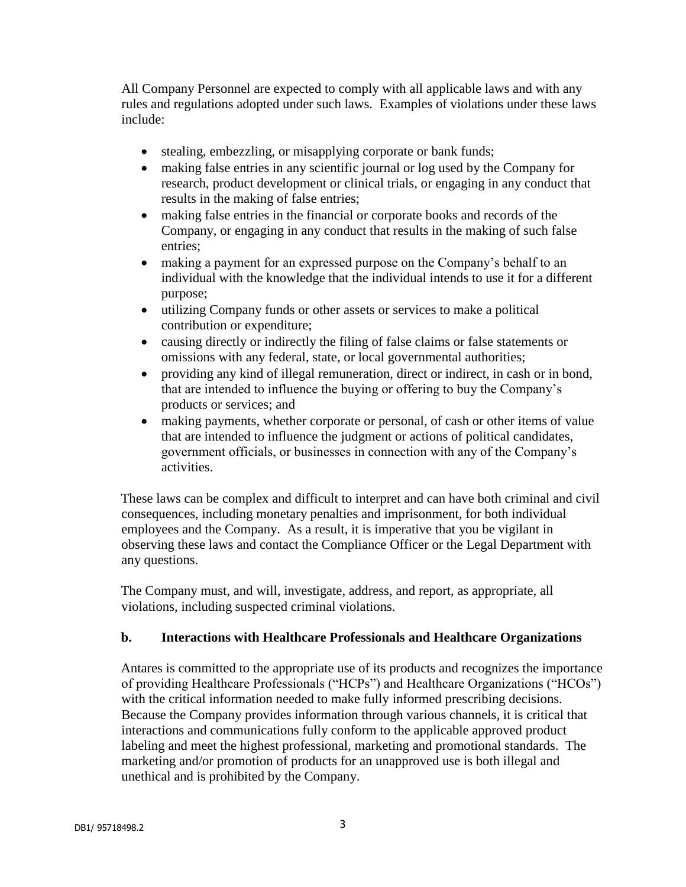All Company Personnel are expected to comply with all applicable laws and with any rules and regulations adopted under such laws. Examples of violations under these laws include:

- stealing, embezzling, or misapplying corporate or bank funds;
- making false entries in any scientific journal or log used by the Company for research, product development or clinical trials, or engaging in any conduct that results in the making of false entries;
- making false entries in the financial or corporate books and records of the Company, or engaging in any conduct that results in the making of such false entries;
- making a payment for an expressed purpose on the Company's behalf to an individual with the knowledge that the individual intends to use it for a different purpose;
- utilizing Company funds or other assets or services to make a political contribution or expenditure;
- causing directly or indirectly the filing of false claims or false statements or omissions with any federal, state, or local governmental authorities;
- providing any kind of illegal remuneration, direct or indirect, in cash or in bond, that are intended to influence the buying or offering to buy the Company's products or services; and
- making payments, whether corporate or personal, of cash or other items of value that are intended to influence the judgment or actions of political candidates, government officials, or businesses in connection with any of the Company's activities.

These laws can be complex and difficult to interpret and can have both criminal and civil consequences, including monetary penalties and imprisonment, for both individual employees and the Company. As a result, it is imperative that you be vigilant in observing these laws and contact the Compliance Officer or the Legal Department with any questions.

The Company must, and will, investigate, address, and report, as appropriate, all violations, including suspected criminal violations.

### b. Interactions with Healthcare Professionals and Healthcare Organizations

Antares is committed to the appropriate use of its products and recognizes the importance of providing Healthcare Professionals ("HCPs") and Healthcare Organizations ("HCOs") with the critical information needed to make fully informed prescribing decisions. Because the Company provides information through various channels, it is critical that interactions and communications fully conform to the applicable approved product labeling and meet the highest professional, marketing and promotional standards. The marketing and/or promotion of products for an unapproved use is both illegal and unethical and is prohibited by the Company.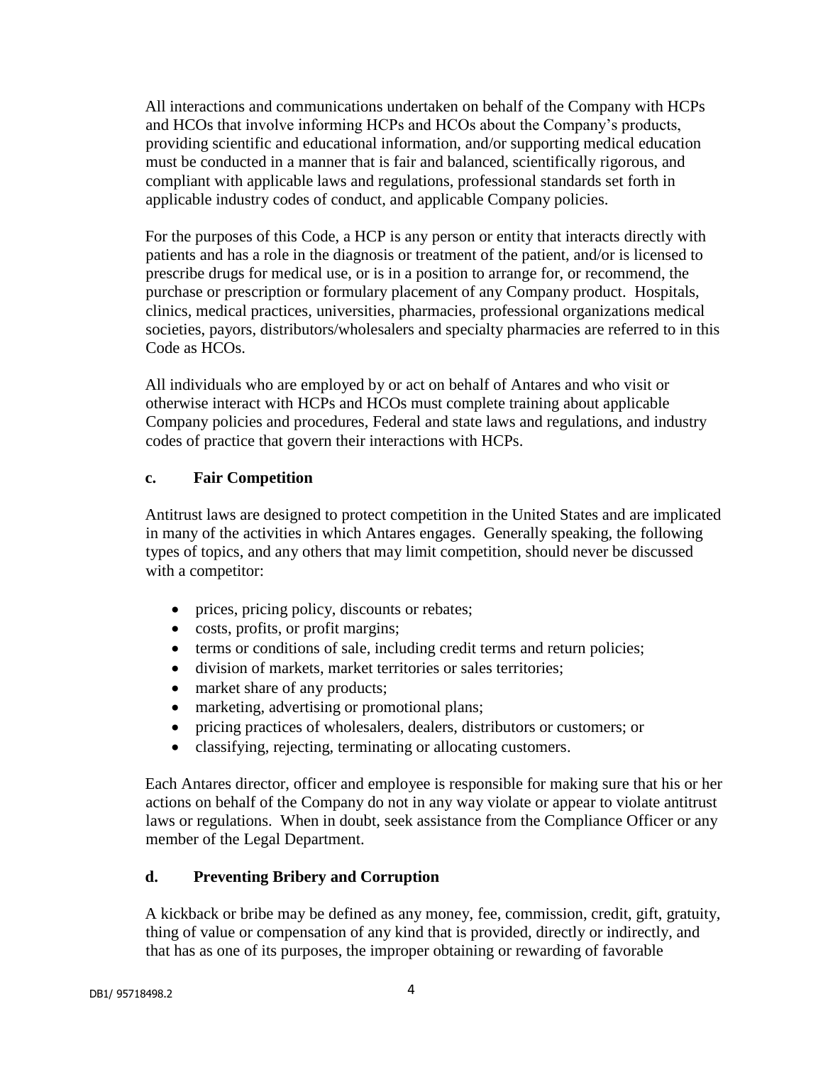All interactions and communications undertaken on behalf of the Company with HCPs and HCOs that involve informing HCPs and HCOs about the Company's products, providing scientific and educational information, and/or supporting medical education must be conducted in a manner that is fair and balanced, scientifically rigorous, and compliant with applicable laws and regulations, professional standards set forth in applicable industry codes of conduct, and applicable Company policies.

For the purposes of this Code, a HCP is any person or entity that interacts directly with patients and has a role in the diagnosis or treatment of the patient, and/or is licensed to prescribe drugs for medical use, or is in a position to arrange for, or recommend, the purchase or prescription or formulary placement of any Company product. Hospitals, clinics, medical practices, universities, pharmacies, professional organizations medical societies, payors, distributors/wholesalers and specialty pharmacies are referred to in this Code as HCOs.

All individuals who are employed by or act on behalf of Antares and who visit or otherwise interact with HCPs and HCOs must complete training about applicable Company policies and procedures, Federal and state laws and regulations, and industry codes of practice that govern their interactions with HCPs.

### c. Fair Competition

Antitrust laws are designed to protect competition in the United States and are implicated in many of the activities in which Antares engages. Generally speaking, the following types of topics, and any others that may limit competition, should never be discussed with a competitor:

- prices, pricing policy, discounts or rebates;
- costs, profits, or profit margins;
- terms or conditions of sale, including credit terms and return policies;
- division of markets, market territories or sales territories;
- market share of any products;
- marketing, advertising or promotional plans;
- pricing practices of wholesalers, dealers, distributors or customers; or
- classifying, rejecting, terminating or allocating customers.

Each Antares director, officer and employee is responsible for making sure that his or her actions on behalf of the Company do not in any way violate or appear to violate antitrust laws or regulations. When in doubt, seek assistance from the Compliance Officer or any member of the Legal Department.

### d. Preventing Bribery and Corruption

A kickback or bribe may be defined as any money, fee, commission, credit, gift, gratuity, thing of value or compensation of any kind that is provided, directly or indirectly, and that has as one of its purposes, the improper obtaining or rewarding of favorable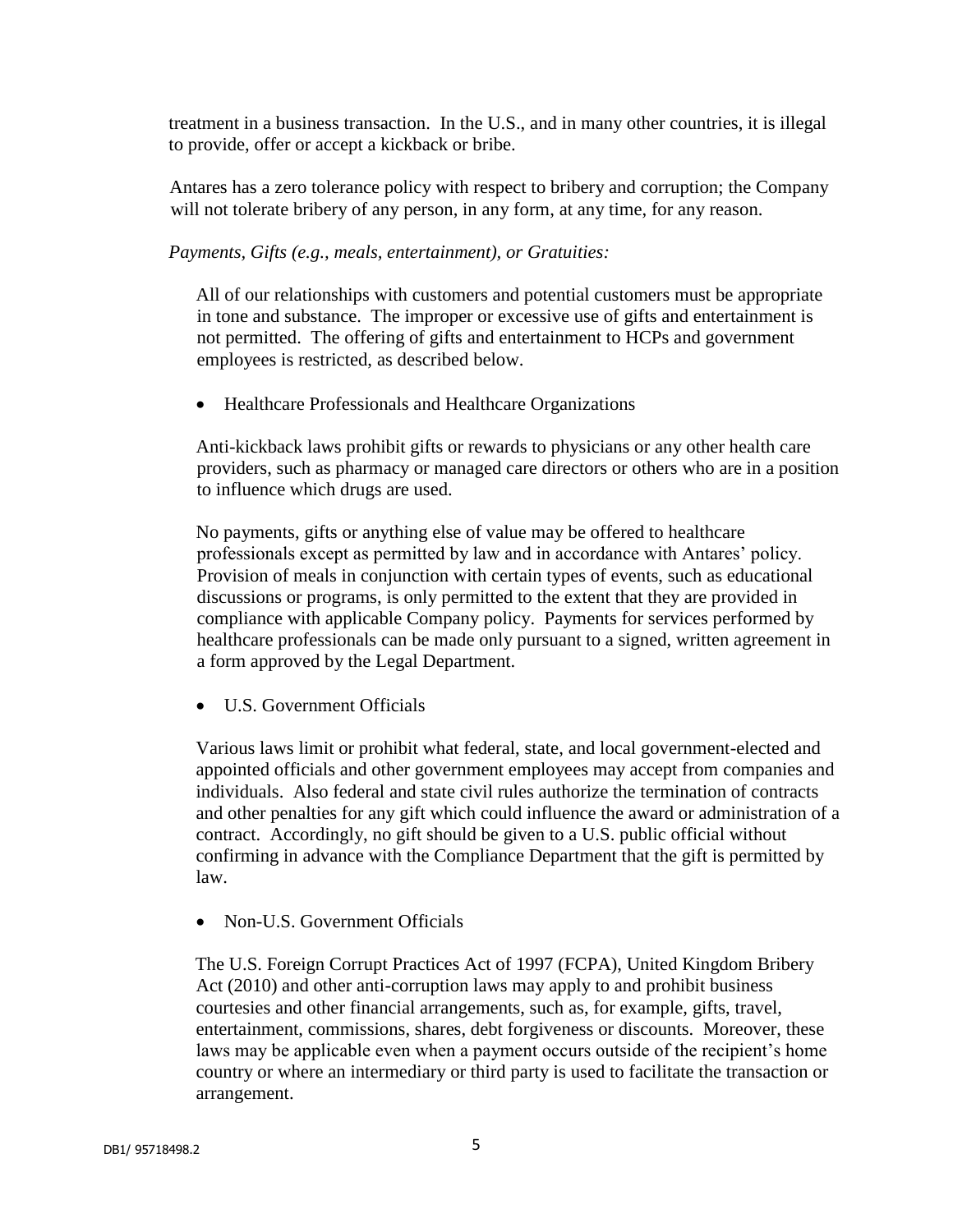treatment in a business transaction. In the U.S., and in many other countries, it is illegal to provide, offer or accept a kickback or bribe.

Antares has a zero tolerance policy with respect to bribery and corruption; the Company will not tolerate bribery of any person, in any form, at any time, for any reason.

*Payments, Gifts (e.g., meals, entertainment), or Gratuities:*

All of our relationships with customers and potential customers must be appropriate in tone and substance. The improper or excessive use of gifts and entertainment is not permitted. The offering of gifts and entertainment to HCPs and government employees is restricted, as described below.

- Healthcare Professionals and Healthcare Organizations

Anti-kickback laws prohibit gifts or rewards to physicians or any other health care providers, such as pharmacy or managed care directors or others who are in a position to influence which drugs are used.

No payments, gifts or anything else of value may be offered to healthcare professionals except as permitted by law and in accordance with Antares' policy. Provision of meals in conjunction with certain types of events, such as educational discussions or programs, is only permitted to the extent that they are provided in compliance with applicable Company policy. Payments for services performed by healthcare professionals can be made only pursuant to a signed, written agreement in a form approved by the Legal Department.

- U.S. Government Officials

Various laws limit or prohibit what federal, state, and local government-elected and appointed officials and other government employees may accept from companies and individuals. Also federal and state civil rules authorize the termination of contracts and other penalties for any gift which could influence the award or administration of a contract. Accordingly, no gift should be given to a U.S. public official without confirming in advance with the Compliance Department that the gift is permitted by law.

- Non-U.S. Government Officials

The U.S. Foreign Corrupt Practices Act of 1997 (FCPA), United Kingdom Bribery Act (2010) and other anti-corruption laws may apply to and prohibit business courtesies and other financial arrangements, such as, for example, gifts, travel, entertainment, commissions, shares, debt forgiveness or discounts. Moreover, these laws may be applicable even when a payment occurs outside of the recipient's home country or where an intermediary or third party is used to facilitate the transaction or arrangement.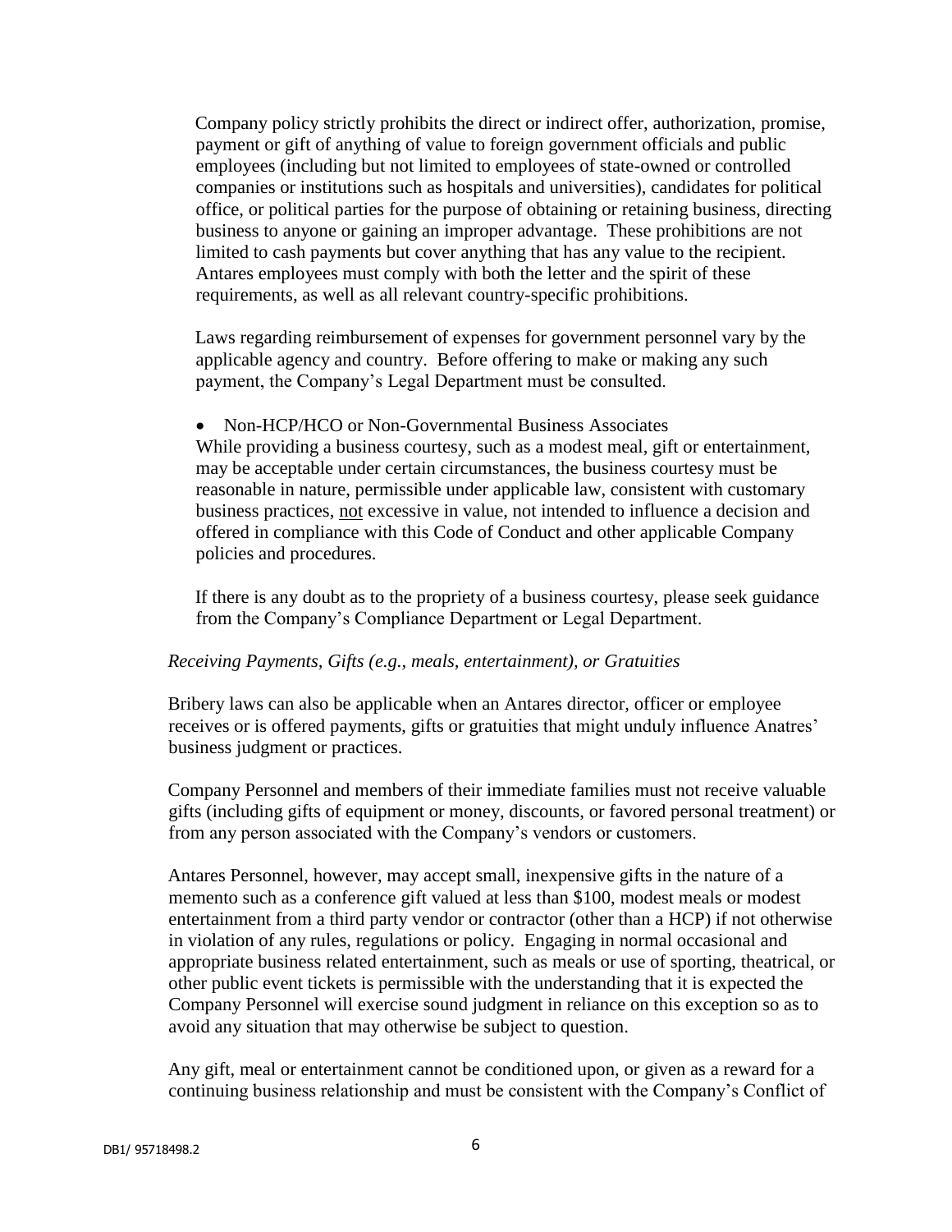Company policy strictly prohibits the direct or indirect offer, authorization, promise, payment or gift of anything of value to foreign government officials and public employees (including but not limited to employees of state-owned or controlled companies or institutions such as hospitals and universities), candidates for political office, or political parties for the purpose of obtaining or retaining business, directing business to anyone or gaining an improper advantage. These prohibitions are not limited to cash payments but cover anything that has any value to the recipient. Antares employees must comply with both the letter and the spirit of these requirements, as well as all relevant country-specific prohibitions.

Laws regarding reimbursement of expenses for government personnel vary by the applicable agency and country. Before offering to make or making any such payment, the Company's Legal Department must be consulted.

- Non-HCP/HCO or Non-Governmental Business Associates

While providing a business courtesy, such as a modest meal, gift or entertainment, may be acceptable under certain circumstances, the business courtesy must be reasonable in nature, permissible under applicable law, consistent with customary business practices, <u>not</u> excessive in value, not intended to influence a decision and offered in compliance with this Code of Conduct and other applicable Company policies and procedures.

If there is any doubt as to the propriety of a business courtesy, please seek guidance from the Company's Compliance Department or Legal Department.

*Receiving Payments, Gifts (e.g., meals, entertainment), or Gratuities*

Bribery laws can also be applicable when an Antares director, officer or employee receives or is offered payments, gifts or gratuities that might unduly influence Anatres' business judgment or practices.

Company Personnel and members of their immediate families must not receive valuable gifts (including gifts of equipment or money, discounts, or favored personal treatment) or from any person associated with the Company's vendors or customers.

Antares Personnel, however, may accept small, inexpensive gifts in the nature of a memento such as a conference gift valued at less than $100, modest meals or modest entertainment from a third party vendor or contractor (other than a HCP) if not otherwise in violation of any rules, regulations or policy. Engaging in normal occasional and appropriate business related entertainment, such as meals or use of sporting, theatrical, or other public event tickets is permissible with the understanding that it is expected the Company Personnel will exercise sound judgment in reliance on this exception so as to avoid any situation that may otherwise be subject to question.

Any gift, meal or entertainment cannot be conditioned upon, or given as a reward for a continuing business relationship and must be consistent with the Company's Conflict of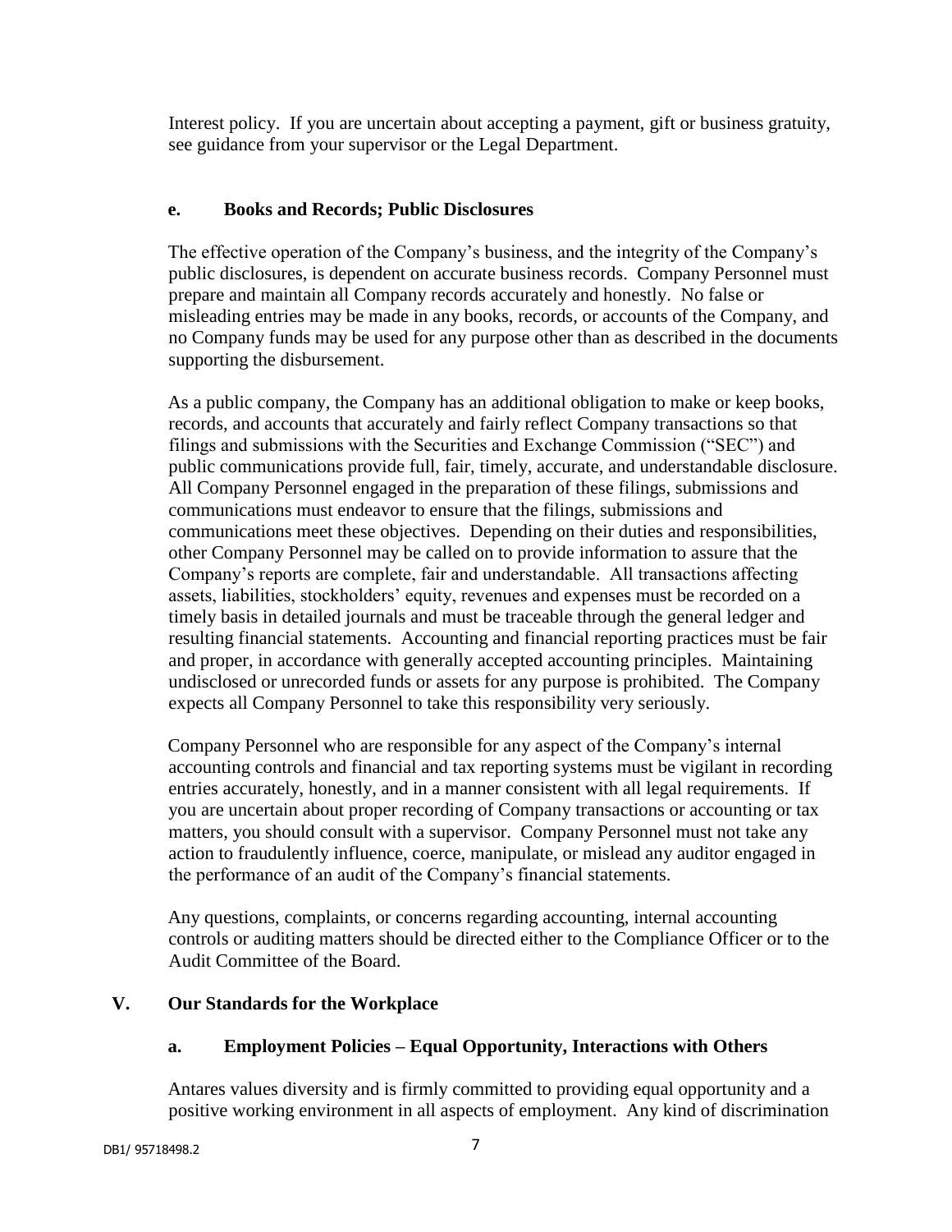Interest policy. If you are uncertain about accepting a payment, gift or business gratuity, see guidance from your supervisor or the Legal Department.

### e. Books and Records; Public Disclosures

The effective operation of the Company's business, and the integrity of the Company's public disclosures, is dependent on accurate business records. Company Personnel must prepare and maintain all Company records accurately and honestly. No false or misleading entries may be made in any books, records, or accounts of the Company, and no Company funds may be used for any purpose other than as described in the documents supporting the disbursement.

As a public company, the Company has an additional obligation to make or keep books, records, and accounts that accurately and fairly reflect Company transactions so that filings and submissions with the Securities and Exchange Commission ("SEC") and public communications provide full, fair, timely, accurate, and understandable disclosure. All Company Personnel engaged in the preparation of these filings, submissions and communications must endeavor to ensure that the filings, submissions and communications meet these objectives. Depending on their duties and responsibilities, other Company Personnel may be called on to provide information to assure that the Company's reports are complete, fair and understandable. All transactions affecting assets, liabilities, stockholders' equity, revenues and expenses must be recorded on a timely basis in detailed journals and must be traceable through the general ledger and resulting financial statements. Accounting and financial reporting practices must be fair and proper, in accordance with generally accepted accounting principles. Maintaining undisclosed or unrecorded funds or assets for any purpose is prohibited. The Company expects all Company Personnel to take this responsibility very seriously.

Company Personnel who are responsible for any aspect of the Company's internal accounting controls and financial and tax reporting systems must be vigilant in recording entries accurately, honestly, and in a manner consistent with all legal requirements. If you are uncertain about proper recording of Company transactions or accounting or tax matters, you should consult with a supervisor. Company Personnel must not take any action to fraudulently influence, coerce, manipulate, or mislead any auditor engaged in the performance of an audit of the Company's financial statements.

Any questions, complaints, or concerns regarding accounting, internal accounting controls or auditing matters should be directed either to the Compliance Officer or to the Audit Committee of the Board.

## V. Our Standards for the Workplace

### a. Employment Policies – Equal Opportunity, Interactions with Others

Antares values diversity and is firmly committed to providing equal opportunity and a positive working environment in all aspects of employment. Any kind of discrimination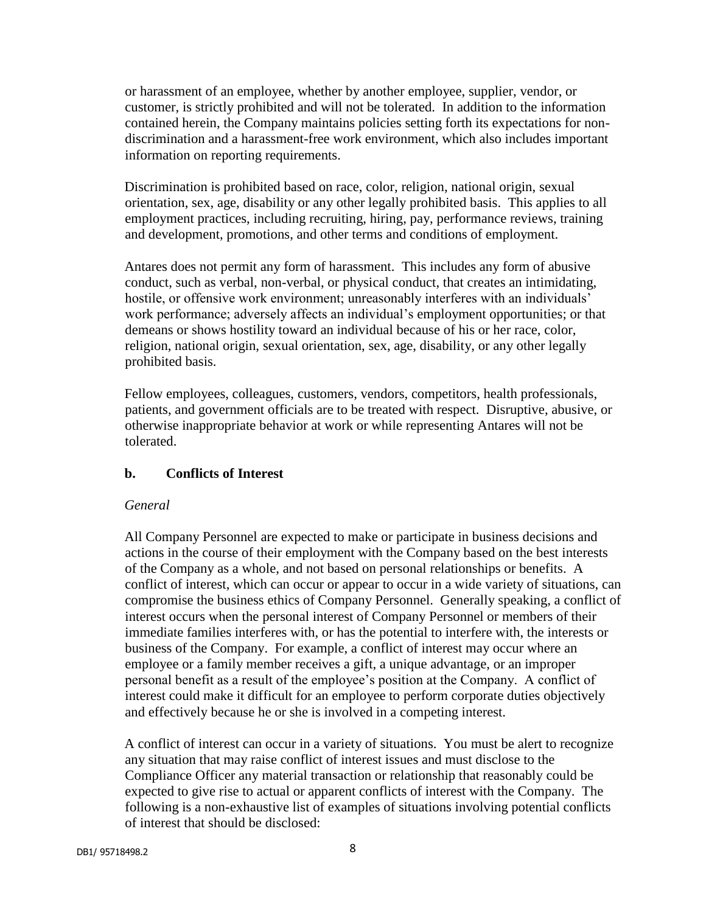or harassment of an employee, whether by another employee, supplier, vendor, or customer, is strictly prohibited and will not be tolerated. In addition to the information contained herein, the Company maintains policies setting forth its expectations for non-discrimination and a harassment-free work environment, which also includes important information on reporting requirements.

Discrimination is prohibited based on race, color, religion, national origin, sexual orientation, sex, age, disability or any other legally prohibited basis. This applies to all employment practices, including recruiting, hiring, pay, performance reviews, training and development, promotions, and other terms and conditions of employment.

Antares does not permit any form of harassment. This includes any form of abusive conduct, such as verbal, non-verbal, or physical conduct, that creates an intimidating, hostile, or offensive work environment; unreasonably interferes with an individuals' work performance; adversely affects an individual's employment opportunities; or that demeans or shows hostility toward an individual because of his or her race, color, religion, national origin, sexual orientation, sex, age, disability, or any other legally prohibited basis.

Fellow employees, colleagues, customers, vendors, competitors, health professionals, patients, and government officials are to be treated with respect. Disruptive, abusive, or otherwise inappropriate behavior at work or while representing Antares will not be tolerated.

### b. Conflicts of Interest

*General*

All Company Personnel are expected to make or participate in business decisions and actions in the course of their employment with the Company based on the best interests of the Company as a whole, and not based on personal relationships or benefits. A conflict of interest, which can occur or appear to occur in a wide variety of situations, can compromise the business ethics of Company Personnel. Generally speaking, a conflict of interest occurs when the personal interest of Company Personnel or members of their immediate families interferes with, or has the potential to interfere with, the interests or business of the Company. For example, a conflict of interest may occur where an employee or a family member receives a gift, a unique advantage, or an improper personal benefit as a result of the employee's position at the Company. A conflict of interest could make it difficult for an employee to perform corporate duties objectively and effectively because he or she is involved in a competing interest.

A conflict of interest can occur in a variety of situations. You must be alert to recognize any situation that may raise conflict of interest issues and must disclose to the Compliance Officer any material transaction or relationship that reasonably could be expected to give rise to actual or apparent conflicts of interest with the Company. The following is a non-exhaustive list of examples of situations involving potential conflicts of interest that should be disclosed: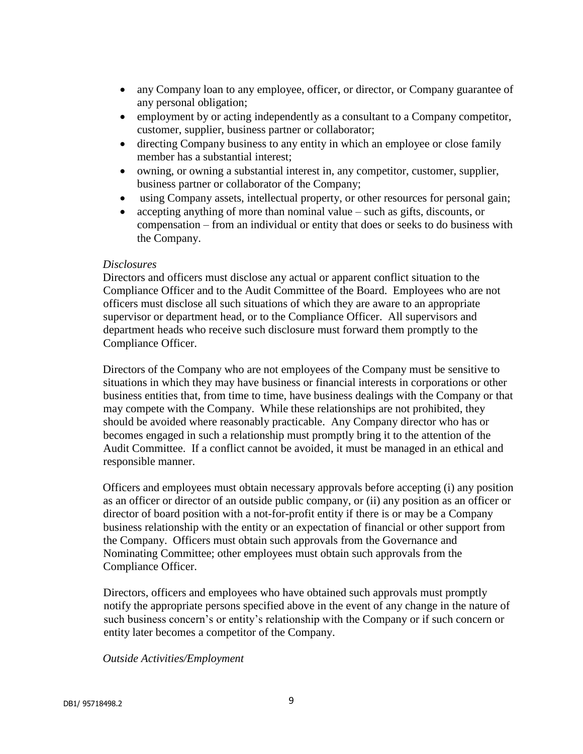- any Company loan to any employee, officer, or director, or Company guarantee of any personal obligation;
- employment by or acting independently as a consultant to a Company competitor, customer, supplier, business partner or collaborator;
- directing Company business to any entity in which an employee or close family member has a substantial interest;
- owning, or owning a substantial interest in, any competitor, customer, supplier, business partner or collaborator of the Company;
- using Company assets, intellectual property, or other resources for personal gain;
- accepting anything of more than nominal value – such as gifts, discounts, or compensation – from an individual or entity that does or seeks to do business with the Company.

*Disclosures*

Directors and officers must disclose any actual or apparent conflict situation to the Compliance Officer and to the Audit Committee of the Board. Employees who are not officers must disclose all such situations of which they are aware to an appropriate supervisor or department head, or to the Compliance Officer. All supervisors and department heads who receive such disclosure must forward them promptly to the Compliance Officer.

Directors of the Company who are not employees of the Company must be sensitive to situations in which they may have business or financial interests in corporations or other business entities that, from time to time, have business dealings with the Company or that may compete with the Company. While these relationships are not prohibited, they should be avoided where reasonably practicable. Any Company director who has or becomes engaged in such a relationship must promptly bring it to the attention of the Audit Committee. If a conflict cannot be avoided, it must be managed in an ethical and responsible manner.

Officers and employees must obtain necessary approvals before accepting (i) any position as an officer or director of an outside public company, or (ii) any position as an officer or director of board position with a not-for-profit entity if there is or may be a Company business relationship with the entity or an expectation of financial or other support from the Company. Officers must obtain such approvals from the Governance and Nominating Committee; other employees must obtain such approvals from the Compliance Officer.

Directors, officers and employees who have obtained such approvals must promptly notify the appropriate persons specified above in the event of any change in the nature of such business concern's or entity's relationship with the Company or if such concern or entity later becomes a competitor of the Company.

*Outside Activities/Employment*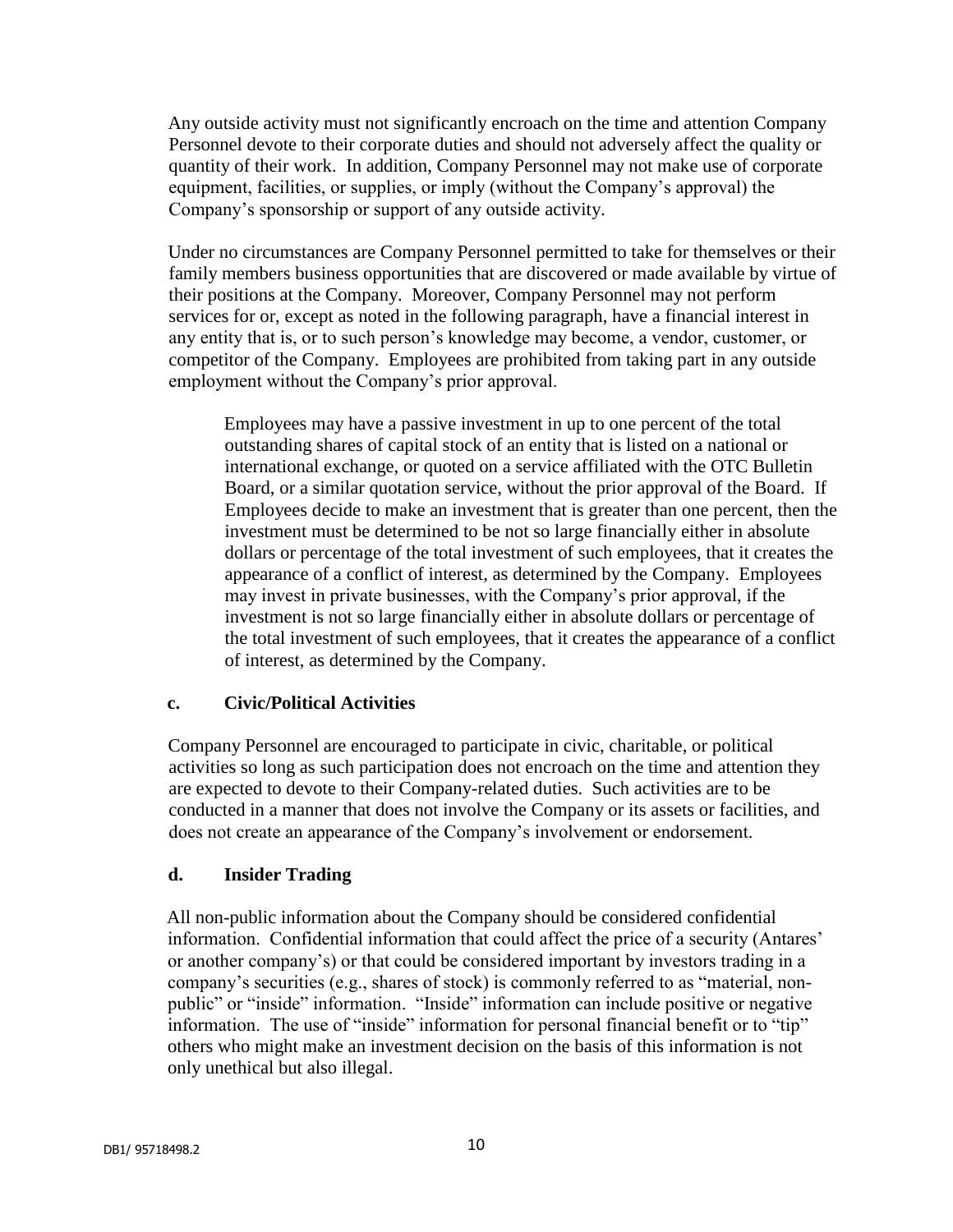Any outside activity must not significantly encroach on the time and attention Company Personnel devote to their corporate duties and should not adversely affect the quality or quantity of their work. In addition, Company Personnel may not make use of corporate equipment, facilities, or supplies, or imply (without the Company's approval) the Company's sponsorship or support of any outside activity.

Under no circumstances are Company Personnel permitted to take for themselves or their family members business opportunities that are discovered or made available by virtue of their positions at the Company. Moreover, Company Personnel may not perform services for or, except as noted in the following paragraph, have a financial interest in any entity that is, or to such person's knowledge may become, a vendor, customer, or competitor of the Company. Employees are prohibited from taking part in any outside employment without the Company's prior approval.

> Employees may have a passive investment in up to one percent of the total outstanding shares of capital stock of an entity that is listed on a national or international exchange, or quoted on a service affiliated with the OTC Bulletin Board, or a similar quotation service, without the prior approval of the Board. If Employees decide to make an investment that is greater than one percent, then the investment must be determined to be not so large financially either in absolute dollars or percentage of the total investment of such employees, that it creates the appearance of a conflict of interest, as determined by the Company. Employees may invest in private businesses, with the Company's prior approval, if the investment is not so large financially either in absolute dollars or percentage of the total investment of such employees, that it creates the appearance of a conflict of interest, as determined by the Company.

### c. Civic/Political Activities

Company Personnel are encouraged to participate in civic, charitable, or political activities so long as such participation does not encroach on the time and attention they are expected to devote to their Company-related duties. Such activities are to be conducted in a manner that does not involve the Company or its assets or facilities, and does not create an appearance of the Company's involvement or endorsement.

### d. Insider Trading

All non-public information about the Company should be considered confidential information. Confidential information that could affect the price of a security (Antares' or another company's) or that could be considered important by investors trading in a company's securities (e.g., shares of stock) is commonly referred to as "material, non-public" or "inside" information. "Inside" information can include positive or negative information. The use of "inside" information for personal financial benefit or to "tip" others who might make an investment decision on the basis of this information is not only unethical but also illegal.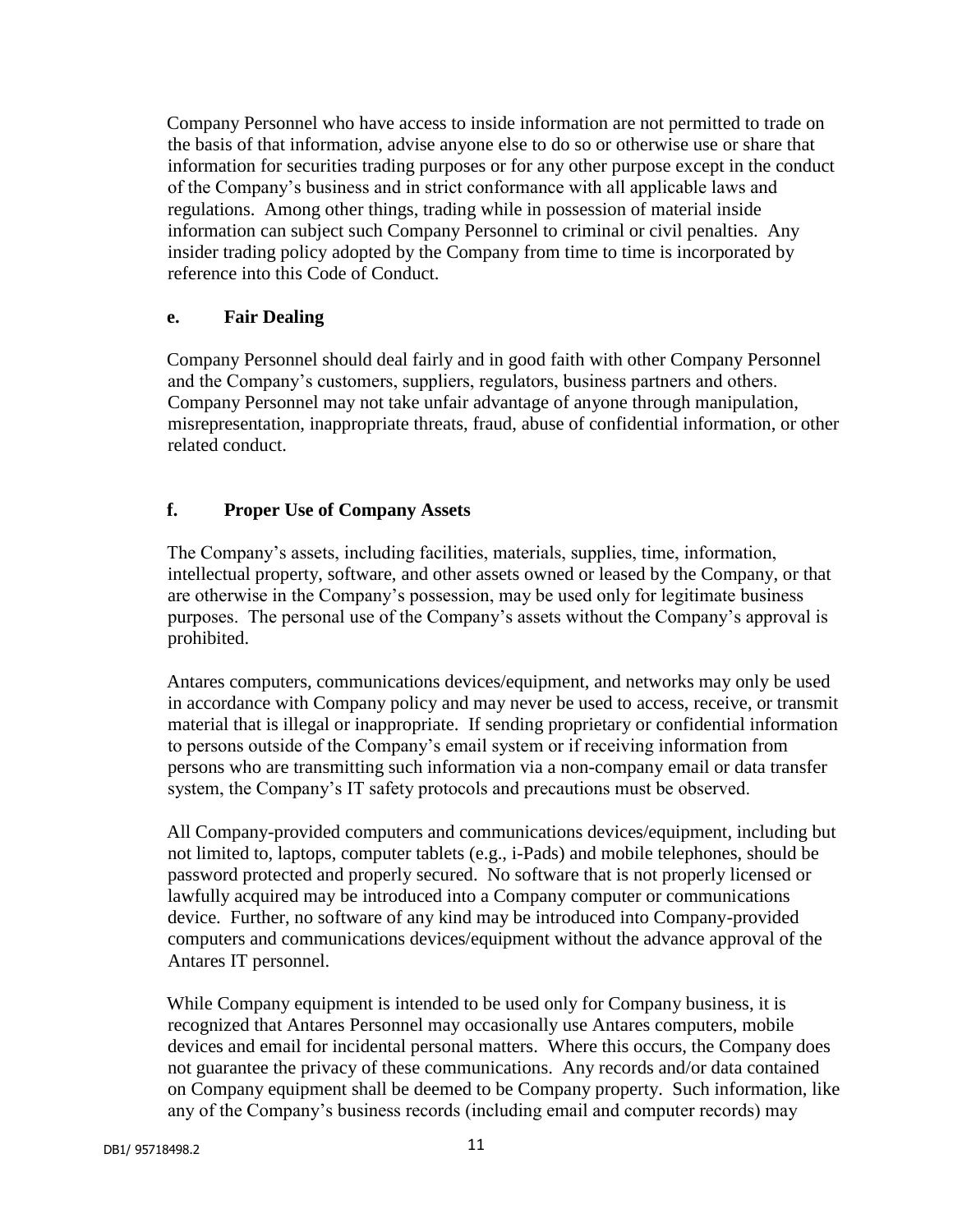Company Personnel who have access to inside information are not permitted to trade on the basis of that information, advise anyone else to do so or otherwise use or share that information for securities trading purposes or for any other purpose except in the conduct of the Company's business and in strict conformance with all applicable laws and regulations. Among other things, trading while in possession of material inside information can subject such Company Personnel to criminal or civil penalties. Any insider trading policy adopted by the Company from time to time is incorporated by reference into this Code of Conduct.

### e. Fair Dealing

Company Personnel should deal fairly and in good faith with other Company Personnel and the Company's customers, suppliers, regulators, business partners and others. Company Personnel may not take unfair advantage of anyone through manipulation, misrepresentation, inappropriate threats, fraud, abuse of confidential information, or other related conduct.

### f. Proper Use of Company Assets

The Company's assets, including facilities, materials, supplies, time, information, intellectual property, software, and other assets owned or leased by the Company, or that are otherwise in the Company's possession, may be used only for legitimate business purposes. The personal use of the Company's assets without the Company's approval is prohibited.

Antares computers, communications devices/equipment, and networks may only be used in accordance with Company policy and may never be used to access, receive, or transmit material that is illegal or inappropriate. If sending proprietary or confidential information to persons outside of the Company's email system or if receiving information from persons who are transmitting such information via a non-company email or data transfer system, the Company's IT safety protocols and precautions must be observed.

All Company-provided computers and communications devices/equipment, including but not limited to, laptops, computer tablets (e.g., i-Pads) and mobile telephones, should be password protected and properly secured. No software that is not properly licensed or lawfully acquired may be introduced into a Company computer or communications device. Further, no software of any kind may be introduced into Company-provided computers and communications devices/equipment without the advance approval of the Antares IT personnel.

While Company equipment is intended to be used only for Company business, it is recognized that Antares Personnel may occasionally use Antares computers, mobile devices and email for incidental personal matters. Where this occurs, the Company does not guarantee the privacy of these communications. Any records and/or data contained on Company equipment shall be deemed to be Company property. Such information, like any of the Company's business records (including email and computer records) may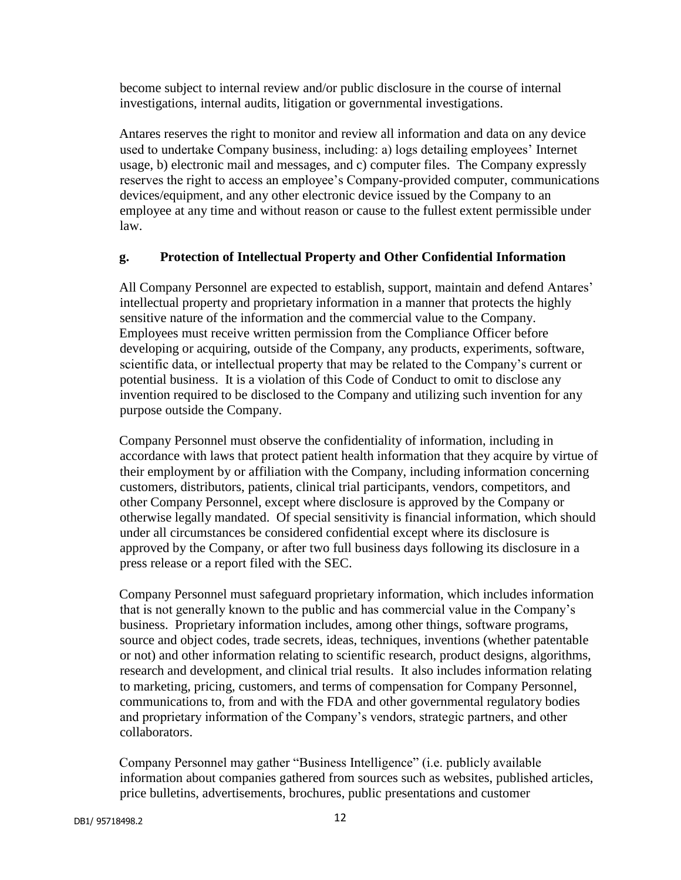become subject to internal review and/or public disclosure in the course of internal investigations, internal audits, litigation or governmental investigations.

Antares reserves the right to monitor and review all information and data on any device used to undertake Company business, including: a) logs detailing employees' Internet usage, b) electronic mail and messages, and c) computer files. The Company expressly reserves the right to access an employee's Company-provided computer, communications devices/equipment, and any other electronic device issued by the Company to an employee at any time and without reason or cause to the fullest extent permissible under law.

### g. Protection of Intellectual Property and Other Confidential Information

All Company Personnel are expected to establish, support, maintain and defend Antares' intellectual property and proprietary information in a manner that protects the highly sensitive nature of the information and the commercial value to the Company. Employees must receive written permission from the Compliance Officer before developing or acquiring, outside of the Company, any products, experiments, software, scientific data, or intellectual property that may be related to the Company's current or potential business. It is a violation of this Code of Conduct to omit to disclose any invention required to be disclosed to the Company and utilizing such invention for any purpose outside the Company.

Company Personnel must observe the confidentiality of information, including in accordance with laws that protect patient health information that they acquire by virtue of their employment by or affiliation with the Company, including information concerning customers, distributors, patients, clinical trial participants, vendors, competitors, and other Company Personnel, except where disclosure is approved by the Company or otherwise legally mandated. Of special sensitivity is financial information, which should under all circumstances be considered confidential except where its disclosure is approved by the Company, or after two full business days following its disclosure in a press release or a report filed with the SEC.

Company Personnel must safeguard proprietary information, which includes information that is not generally known to the public and has commercial value in the Company's business. Proprietary information includes, among other things, software programs, source and object codes, trade secrets, ideas, techniques, inventions (whether patentable or not) and other information relating to scientific research, product designs, algorithms, research and development, and clinical trial results. It also includes information relating to marketing, pricing, customers, and terms of compensation for Company Personnel, communications to, from and with the FDA and other governmental regulatory bodies and proprietary information of the Company's vendors, strategic partners, and other collaborators.

Company Personnel may gather "Business Intelligence" (i.e. publicly available information about companies gathered from sources such as websites, published articles, price bulletins, advertisements, brochures, public presentations and customer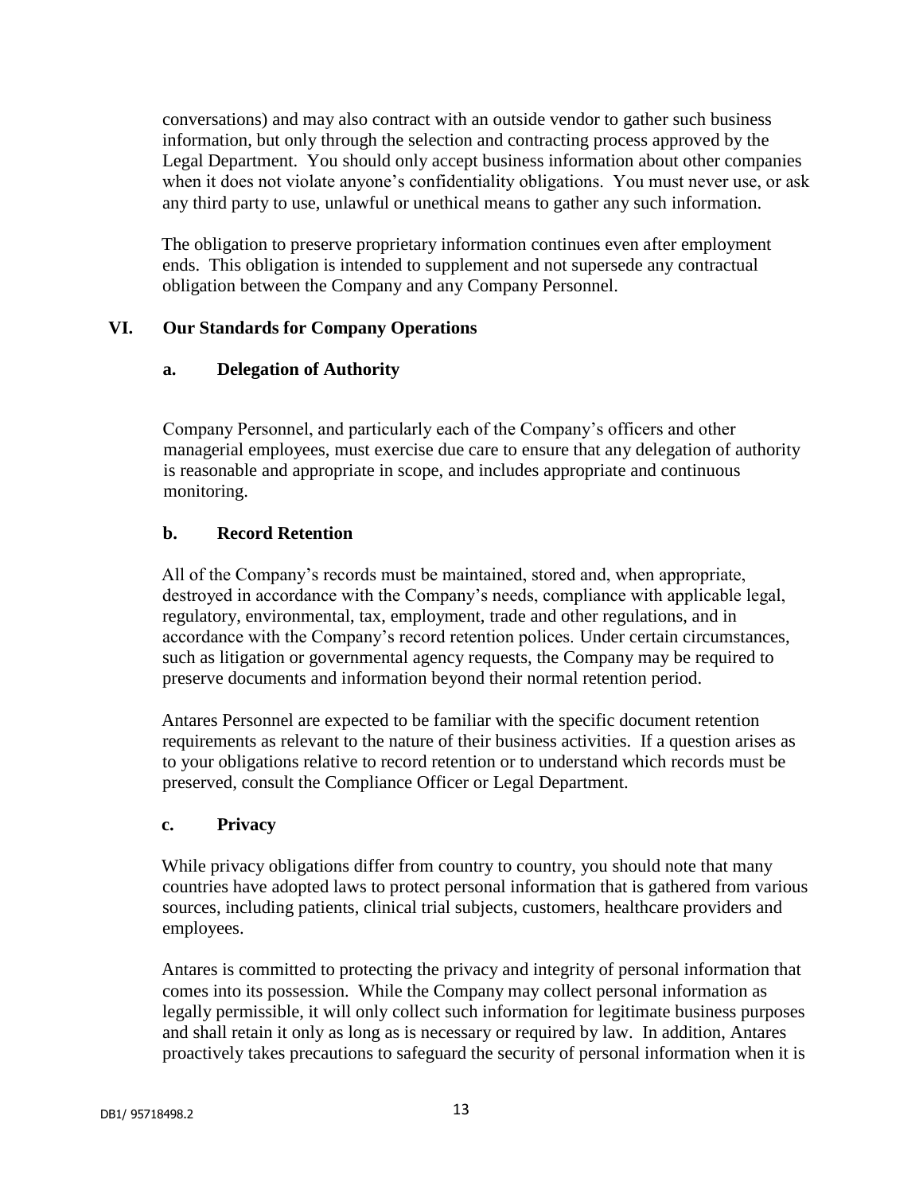conversations) and may also contract with an outside vendor to gather such business information, but only through the selection and contracting process approved by the Legal Department. You should only accept business information about other companies when it does not violate anyone's confidentiality obligations. You must never use, or ask any third party to use, unlawful or unethical means to gather any such information.

The obligation to preserve proprietary information continues even after employment ends. This obligation is intended to supplement and not supersede any contractual obligation between the Company and any Company Personnel.

## VI. Our Standards for Company Operations

### a. Delegation of Authority

Company Personnel, and particularly each of the Company's officers and other managerial employees, must exercise due care to ensure that any delegation of authority is reasonable and appropriate in scope, and includes appropriate and continuous monitoring.

### b. Record Retention

All of the Company's records must be maintained, stored and, when appropriate, destroyed in accordance with the Company's needs, compliance with applicable legal, regulatory, environmental, tax, employment, trade and other regulations, and in accordance with the Company's record retention polices. Under certain circumstances, such as litigation or governmental agency requests, the Company may be required to preserve documents and information beyond their normal retention period.

Antares Personnel are expected to be familiar with the specific document retention requirements as relevant to the nature of their business activities. If a question arises as to your obligations relative to record retention or to understand which records must be preserved, consult the Compliance Officer or Legal Department.

### c. Privacy

While privacy obligations differ from country to country, you should note that many countries have adopted laws to protect personal information that is gathered from various sources, including patients, clinical trial subjects, customers, healthcare providers and employees.

Antares is committed to protecting the privacy and integrity of personal information that comes into its possession. While the Company may collect personal information as legally permissible, it will only collect such information for legitimate business purposes and shall retain it only as long as is necessary or required by law. In addition, Antares proactively takes precautions to safeguard the security of personal information when it is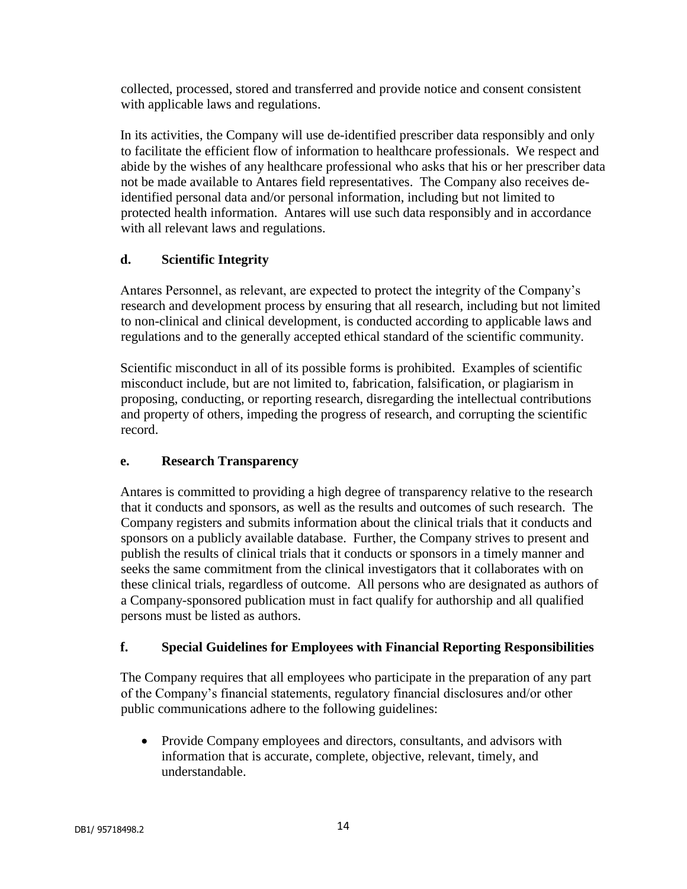collected, processed, stored and transferred and provide notice and consent consistent with applicable laws and regulations.

In its activities, the Company will use de-identified prescriber data responsibly and only to facilitate the efficient flow of information to healthcare professionals. We respect and abide by the wishes of any healthcare professional who asks that his or her prescriber data not be made available to Antares field representatives. The Company also receives de-identified personal data and/or personal information, including but not limited to protected health information. Antares will use such data responsibly and in accordance with all relevant laws and regulations.

### d. Scientific Integrity

Antares Personnel, as relevant, are expected to protect the integrity of the Company's research and development process by ensuring that all research, including but not limited to non-clinical and clinical development, is conducted according to applicable laws and regulations and to the generally accepted ethical standard of the scientific community.

Scientific misconduct in all of its possible forms is prohibited. Examples of scientific misconduct include, but are not limited to, fabrication, falsification, or plagiarism in proposing, conducting, or reporting research, disregarding the intellectual contributions and property of others, impeding the progress of research, and corrupting the scientific record.

### e. Research Transparency

Antares is committed to providing a high degree of transparency relative to the research that it conducts and sponsors, as well as the results and outcomes of such research. The Company registers and submits information about the clinical trials that it conducts and sponsors on a publicly available database. Further, the Company strives to present and publish the results of clinical trials that it conducts or sponsors in a timely manner and seeks the same commitment from the clinical investigators that it collaborates with on these clinical trials, regardless of outcome. All persons who are designated as authors of a Company-sponsored publication must in fact qualify for authorship and all qualified persons must be listed as authors.

### f. Special Guidelines for Employees with Financial Reporting Responsibilities

The Company requires that all employees who participate in the preparation of any part of the Company's financial statements, regulatory financial disclosures and/or other public communications adhere to the following guidelines:

- Provide Company employees and directors, consultants, and advisors with information that is accurate, complete, objective, relevant, timely, and understandable.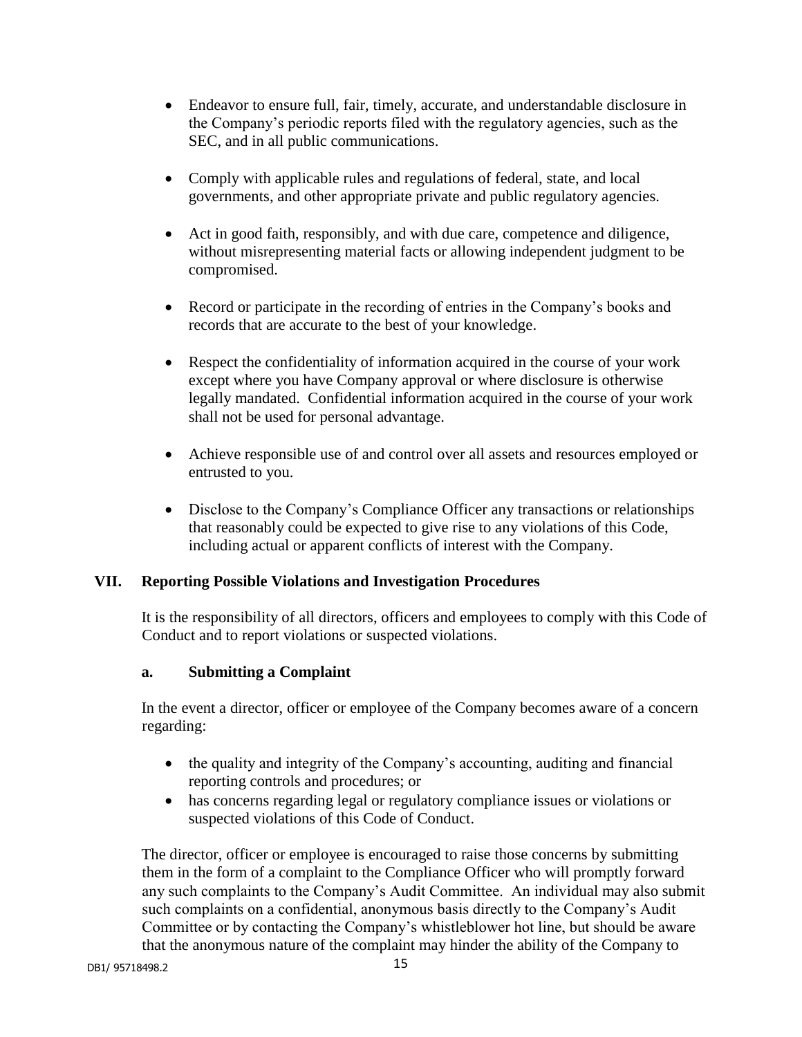- Endeavor to ensure full, fair, timely, accurate, and understandable disclosure in the Company's periodic reports filed with the regulatory agencies, such as the SEC, and in all public communications.

- Comply with applicable rules and regulations of federal, state, and local governments, and other appropriate private and public regulatory agencies.

- Act in good faith, responsibly, and with due care, competence and diligence, without misrepresenting material facts or allowing independent judgment to be compromised.

- Record or participate in the recording of entries in the Company's books and records that are accurate to the best of your knowledge.

- Respect the confidentiality of information acquired in the course of your work except where you have Company approval or where disclosure is otherwise legally mandated. Confidential information acquired in the course of your work shall not be used for personal advantage.

- Achieve responsible use of and control over all assets and resources employed or entrusted to you.

- Disclose to the Company's Compliance Officer any transactions or relationships that reasonably could be expected to give rise to any violations of this Code, including actual or apparent conflicts of interest with the Company.

## VII. Reporting Possible Violations and Investigation Procedures

It is the responsibility of all directors, officers and employees to comply with this Code of Conduct and to report violations or suspected violations.

### a. Submitting a Complaint

In the event a director, officer or employee of the Company becomes aware of a concern regarding:

- the quality and integrity of the Company's accounting, auditing and financial reporting controls and procedures; or
- has concerns regarding legal or regulatory compliance issues or violations or suspected violations of this Code of Conduct.

The director, officer or employee is encouraged to raise those concerns by submitting them in the form of a complaint to the Compliance Officer who will promptly forward any such complaints to the Company's Audit Committee. An individual may also submit such complaints on a confidential, anonymous basis directly to the Company's Audit Committee or by contacting the Company's whistleblower hot line, but should be aware that the anonymous nature of the complaint may hinder the ability of the Company to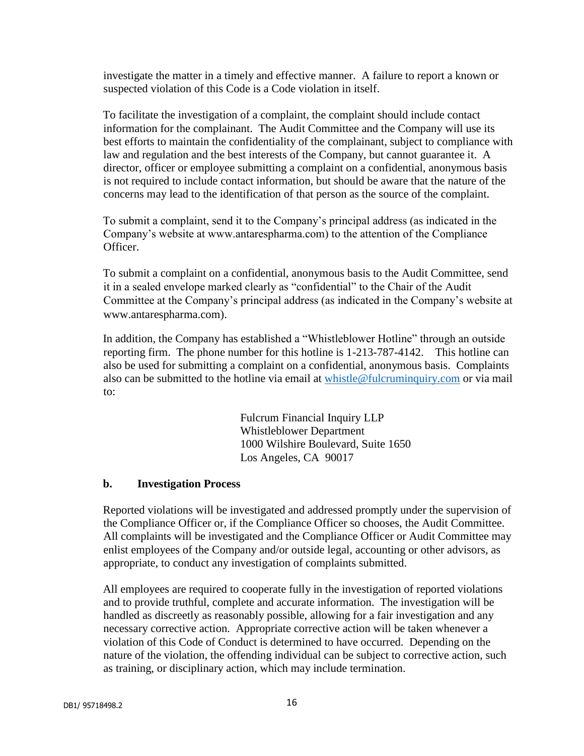investigate the matter in a timely and effective manner. A failure to report a known or suspected violation of this Code is a Code violation in itself.

To facilitate the investigation of a complaint, the complaint should include contact information for the complainant. The Audit Committee and the Company will use its best efforts to maintain the confidentiality of the complainant, subject to compliance with law and regulation and the best interests of the Company, but cannot guarantee it. A director, officer or employee submitting a complaint on a confidential, anonymous basis is not required to include contact information, but should be aware that the nature of the concerns may lead to the identification of that person as the source of the complaint.

To submit a complaint, send it to the Company's principal address (as indicated in the Company's website at www.antarespharma.com) to the attention of the Compliance Officer.

To submit a complaint on a confidential, anonymous basis to the Audit Committee, send it in a sealed envelope marked clearly as "confidential" to the Chair of the Audit Committee at the Company's principal address (as indicated in the Company's website at www.antarespharma.com).

In addition, the Company has established a "Whistleblower Hotline" through an outside reporting firm. The phone number for this hotline is 1-213-787-4142. This hotline can also be used for submitting a complaint on a confidential, anonymous basis. Complaints also can be submitted to the hotline via email at whistle@fulcruminquiry.com or via mail to:

> Fulcrum Financial Inquiry LLP
> Whistleblower Department
> 1000 Wilshire Boulevard, Suite 1650
> Los Angeles, CA 90017

**b. Investigation Process**

Reported violations will be investigated and addressed promptly under the supervision of the Compliance Officer or, if the Compliance Officer so chooses, the Audit Committee. All complaints will be investigated and the Compliance Officer or Audit Committee may enlist employees of the Company and/or outside legal, accounting or other advisors, as appropriate, to conduct any investigation of complaints submitted.

All employees are required to cooperate fully in the investigation of reported violations and to provide truthful, complete and accurate information. The investigation will be handled as discreetly as reasonably possible, allowing for a fair investigation and any necessary corrective action. Appropriate corrective action will be taken whenever a violation of this Code of Conduct is determined to have occurred. Depending on the nature of the violation, the offending individual can be subject to corrective action, such as training, or disciplinary action, which may include termination.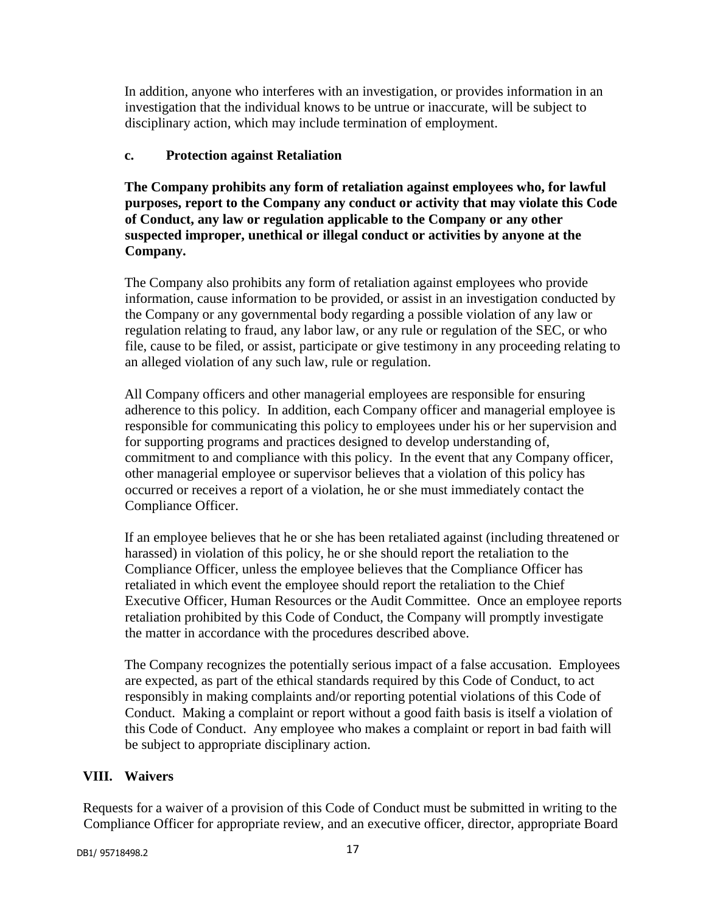In addition, anyone who interferes with an investigation, or provides information in an investigation that the individual knows to be untrue or inaccurate, will be subject to disciplinary action, which may include termination of employment.

### c. Protection against Retaliation

**The Company prohibits any form of retaliation against employees who, for lawful purposes, report to the Company any conduct or activity that may violate this Code of Conduct, any law or regulation applicable to the Company or any other suspected improper, unethical or illegal conduct or activities by anyone at the Company.**

The Company also prohibits any form of retaliation against employees who provide information, cause information to be provided, or assist in an investigation conducted by the Company or any governmental body regarding a possible violation of any law or regulation relating to fraud, any labor law, or any rule or regulation of the SEC, or who file, cause to be filed, or assist, participate or give testimony in any proceeding relating to an alleged violation of any such law, rule or regulation.

All Company officers and other managerial employees are responsible for ensuring adherence to this policy. In addition, each Company officer and managerial employee is responsible for communicating this policy to employees under his or her supervision and for supporting programs and practices designed to develop understanding of, commitment to and compliance with this policy. In the event that any Company officer, other managerial employee or supervisor believes that a violation of this policy has occurred or receives a report of a violation, he or she must immediately contact the Compliance Officer.

If an employee believes that he or she has been retaliated against (including threatened or harassed) in violation of this policy, he or she should report the retaliation to the Compliance Officer, unless the employee believes that the Compliance Officer has retaliated in which event the employee should report the retaliation to the Chief Executive Officer, Human Resources or the Audit Committee. Once an employee reports retaliation prohibited by this Code of Conduct, the Company will promptly investigate the matter in accordance with the procedures described above.

The Company recognizes the potentially serious impact of a false accusation. Employees are expected, as part of the ethical standards required by this Code of Conduct, to act responsibly in making complaints and/or reporting potential violations of this Code of Conduct. Making a complaint or report without a good faith basis is itself a violation of this Code of Conduct. Any employee who makes a complaint or report in bad faith will be subject to appropriate disciplinary action.

## VIII. Waivers

Requests for a waiver of a provision of this Code of Conduct must be submitted in writing to the Compliance Officer for appropriate review, and an executive officer, director, appropriate Board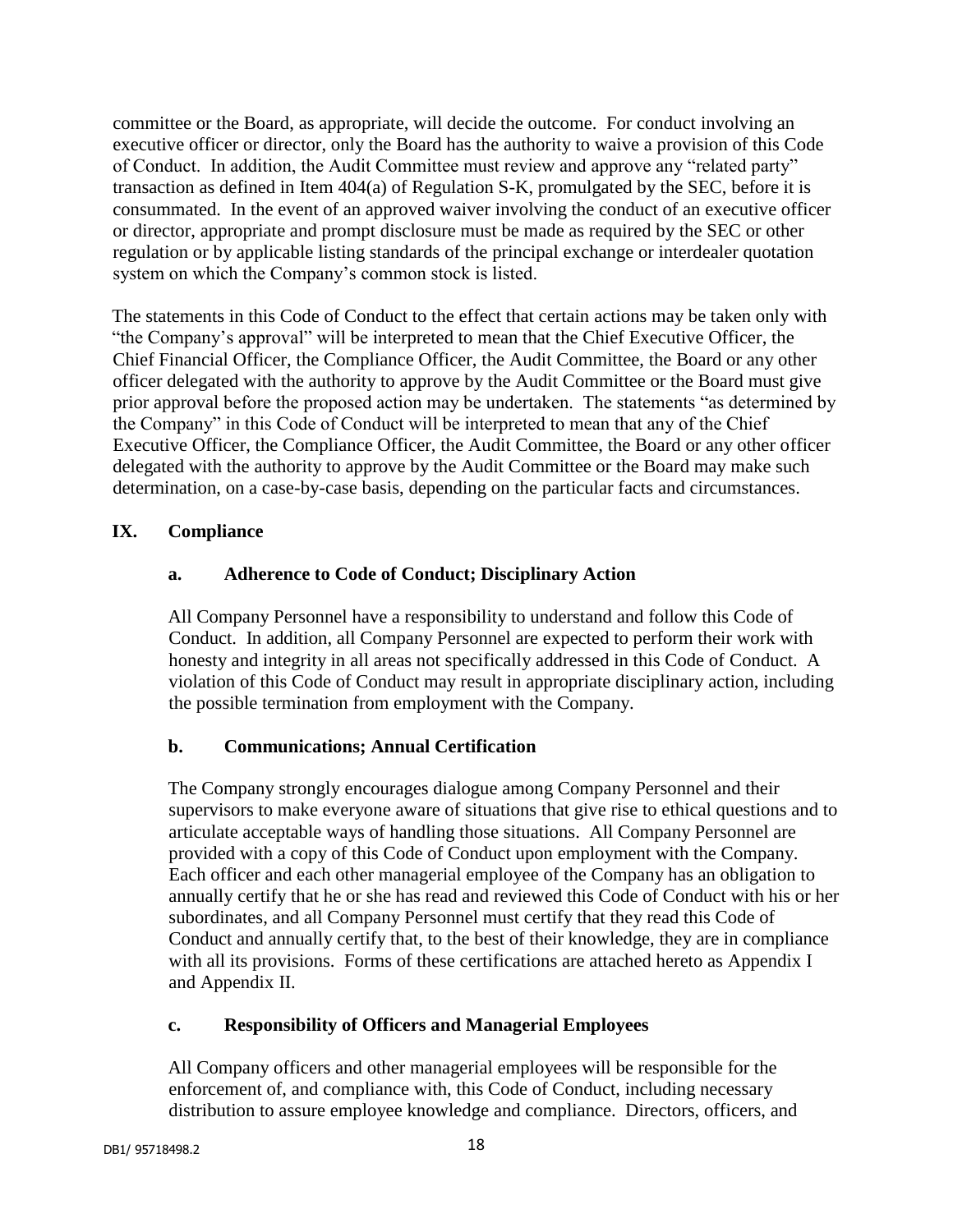committee or the Board, as appropriate, will decide the outcome. For conduct involving an executive officer or director, only the Board has the authority to waive a provision of this Code of Conduct. In addition, the Audit Committee must review and approve any "related party" transaction as defined in Item 404(a) of Regulation S-K, promulgated by the SEC, before it is consummated. In the event of an approved waiver involving the conduct of an executive officer or director, appropriate and prompt disclosure must be made as required by the SEC or other regulation or by applicable listing standards of the principal exchange or interdealer quotation system on which the Company's common stock is listed.

The statements in this Code of Conduct to the effect that certain actions may be taken only with "the Company's approval" will be interpreted to mean that the Chief Executive Officer, the Chief Financial Officer, the Compliance Officer, the Audit Committee, the Board or any other officer delegated with the authority to approve by the Audit Committee or the Board must give prior approval before the proposed action may be undertaken. The statements "as determined by the Company" in this Code of Conduct will be interpreted to mean that any of the Chief Executive Officer, the Compliance Officer, the Audit Committee, the Board or any other officer delegated with the authority to approve by the Audit Committee or the Board may make such determination, on a case-by-case basis, depending on the particular facts and circumstances.

## IX. Compliance

### a. Adherence to Code of Conduct; Disciplinary Action

All Company Personnel have a responsibility to understand and follow this Code of Conduct. In addition, all Company Personnel are expected to perform their work with honesty and integrity in all areas not specifically addressed in this Code of Conduct. A violation of this Code of Conduct may result in appropriate disciplinary action, including the possible termination from employment with the Company.

### b. Communications; Annual Certification

The Company strongly encourages dialogue among Company Personnel and their supervisors to make everyone aware of situations that give rise to ethical questions and to articulate acceptable ways of handling those situations. All Company Personnel are provided with a copy of this Code of Conduct upon employment with the Company. Each officer and each other managerial employee of the Company has an obligation to annually certify that he or she has read and reviewed this Code of Conduct with his or her subordinates, and all Company Personnel must certify that they read this Code of Conduct and annually certify that, to the best of their knowledge, they are in compliance with all its provisions. Forms of these certifications are attached hereto as Appendix I and Appendix II.

### c. Responsibility of Officers and Managerial Employees

All Company officers and other managerial employees will be responsible for the enforcement of, and compliance with, this Code of Conduct, including necessary distribution to assure employee knowledge and compliance. Directors, officers, and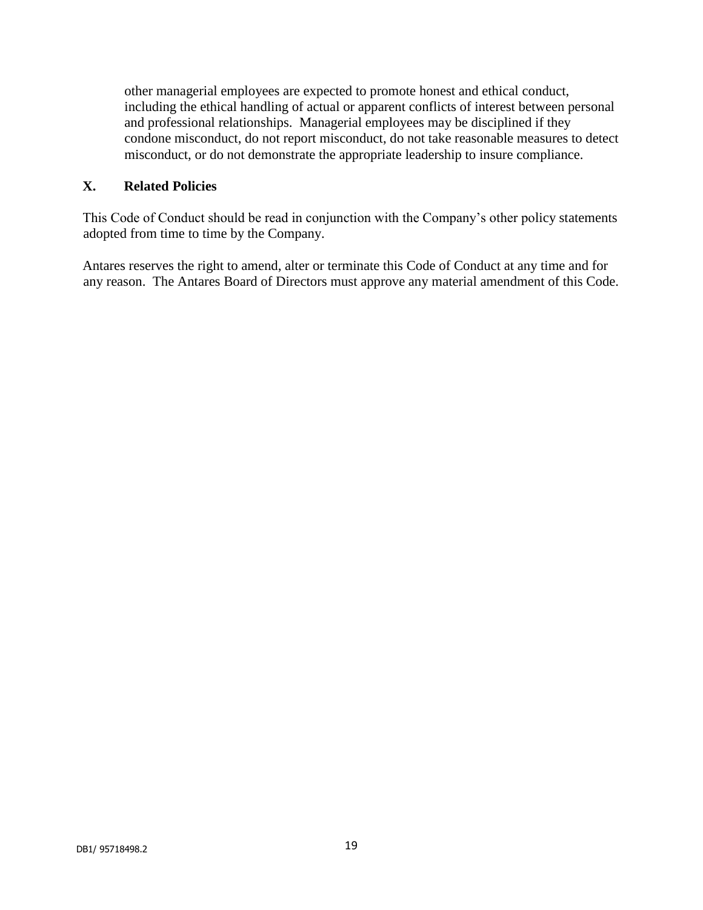other managerial employees are expected to promote honest and ethical conduct, including the ethical handling of actual or apparent conflicts of interest between personal and professional relationships. Managerial employees may be disciplined if they condone misconduct, do not report misconduct, do not take reasonable measures to detect misconduct, or do not demonstrate the appropriate leadership to insure compliance.

## X. Related Policies

This Code of Conduct should be read in conjunction with the Company's other policy statements adopted from time to time by the Company.

Antares reserves the right to amend, alter or terminate this Code of Conduct at any time and for any reason. The Antares Board of Directors must approve any material amendment of this Code.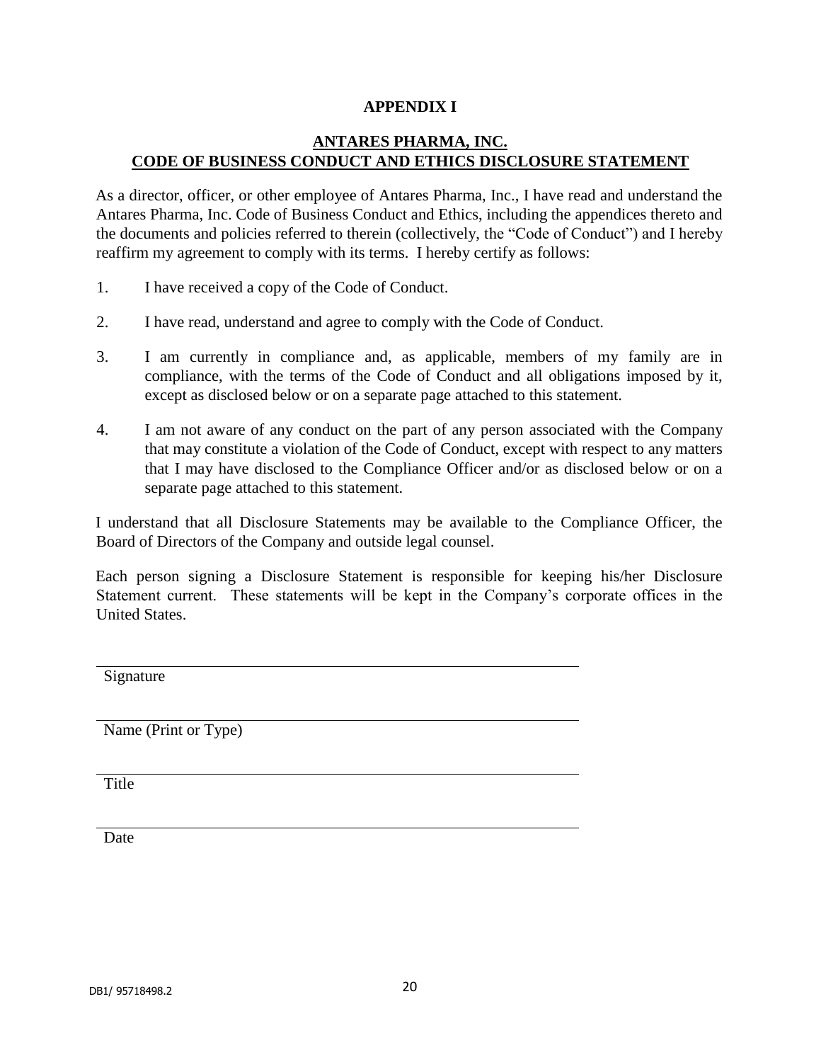# APPENDIX I

## ANTARES PHARMA, INC.
## CODE OF BUSINESS CONDUCT AND ETHICS DISCLOSURE STATEMENT

As a director, officer, or other employee of Antares Pharma, Inc., I have read and understand the Antares Pharma, Inc. Code of Business Conduct and Ethics, including the appendices thereto and the documents and policies referred to therein (collectively, the "Code of Conduct") and I hereby reaffirm my agreement to comply with its terms. I hereby certify as follows:

1. I have received a copy of the Code of Conduct.

2. I have read, understand and agree to comply with the Code of Conduct.

3. I am currently in compliance and, as applicable, members of my family are in compliance, with the terms of the Code of Conduct and all obligations imposed by it, except as disclosed below or on a separate page attached to this statement.

4. I am not aware of any conduct on the part of any person associated with the Company that may constitute a violation of the Code of Conduct, except with respect to any matters that I may have disclosed to the Compliance Officer and/or as disclosed below or on a separate page attached to this statement.

I understand that all Disclosure Statements may be available to the Compliance Officer, the Board of Directors of the Company and outside legal counsel.

Each person signing a Disclosure Statement is responsible for keeping his/her Disclosure Statement current. These statements will be kept in the Company's corporate offices in the United States.

\_\_\_\_\_\_\_\_\_\_\_\_\_\_\_\_\_\_\_\_\_\_\_\_\_\_\_\_\_\_\_\_\_\_\_\_\_\_\_\_
Signature

\_\_\_\_\_\_\_\_\_\_\_\_\_\_\_\_\_\_\_\_\_\_\_\_\_\_\_\_\_\_\_\_\_\_\_\_\_\_\_\_
Name (Print or Type)

\_\_\_\_\_\_\_\_\_\_\_\_\_\_\_\_\_\_\_\_\_\_\_\_\_\_\_\_\_\_\_\_\_\_\_\_\_\_\_\_
Title

\_\_\_\_\_\_\_\_\_\_\_\_\_\_\_\_\_\_\_\_\_\_\_\_\_\_\_\_\_\_\_\_\_\_\_\_\_\_\_\_
Date

DB1/ 95718498.2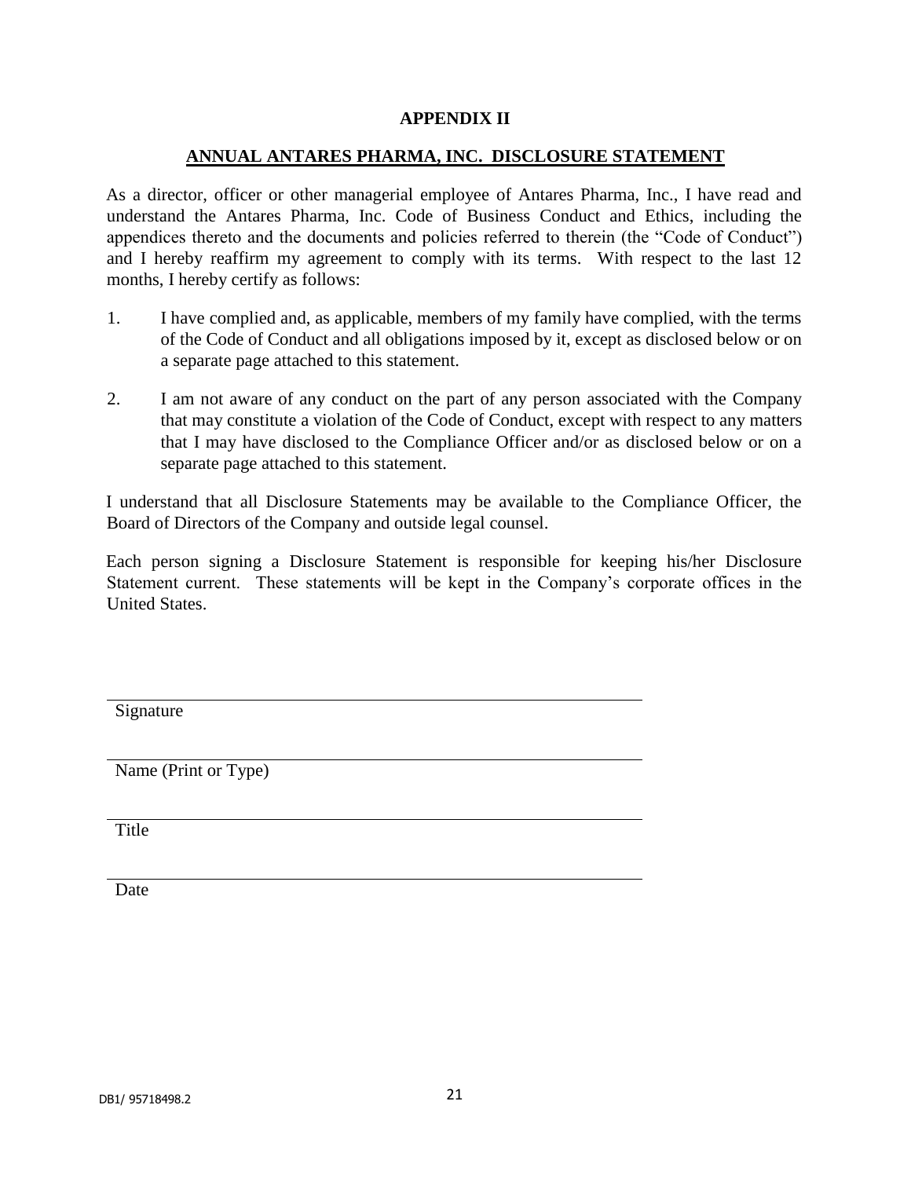## APPENDIX II

## ANNUAL ANTARES PHARMA, INC. DISCLOSURE STATEMENT

As a director, officer or other managerial employee of Antares Pharma, Inc., I have read and understand the Antares Pharma, Inc. Code of Business Conduct and Ethics, including the appendices thereto and the documents and policies referred to therein (the "Code of Conduct") and I hereby reaffirm my agreement to comply with its terms. With respect to the last 12 months, I hereby certify as follows:

1. I have complied and, as applicable, members of my family have complied, with the terms of the Code of Conduct and all obligations imposed by it, except as disclosed below or on a separate page attached to this statement.

2. I am not aware of any conduct on the part of any person associated with the Company that may constitute a violation of the Code of Conduct, except with respect to any matters that I may have disclosed to the Compliance Officer and/or as disclosed below or on a separate page attached to this statement.

I understand that all Disclosure Statements may be available to the Compliance Officer, the Board of Directors of the Company and outside legal counsel.

Each person signing a Disclosure Statement is responsible for keeping his/her Disclosure Statement current. These statements will be kept in the Company's corporate offices in the United States.

\_\_\_\_\_\_\_\_\_\_\_\_\_\_\_\_\_\_\_\_\_\_\_\_\_\_\_\_\_\_\_\_\_\_\_\_\_\_\_\_
Signature

\_\_\_\_\_\_\_\_\_\_\_\_\_\_\_\_\_\_\_\_\_\_\_\_\_\_\_\_\_\_\_\_\_\_\_\_\_\_\_\_
Name (Print or Type)

\_\_\_\_\_\_\_\_\_\_\_\_\_\_\_\_\_\_\_\_\_\_\_\_\_\_\_\_\_\_\_\_\_\_\_\_\_\_\_\_
Title

\_\_\_\_\_\_\_\_\_\_\_\_\_\_\_\_\_\_\_\_\_\_\_\_\_\_\_\_\_\_\_\_\_\_\_\_\_\_\_\_
Date

DB1/ 95718498.2